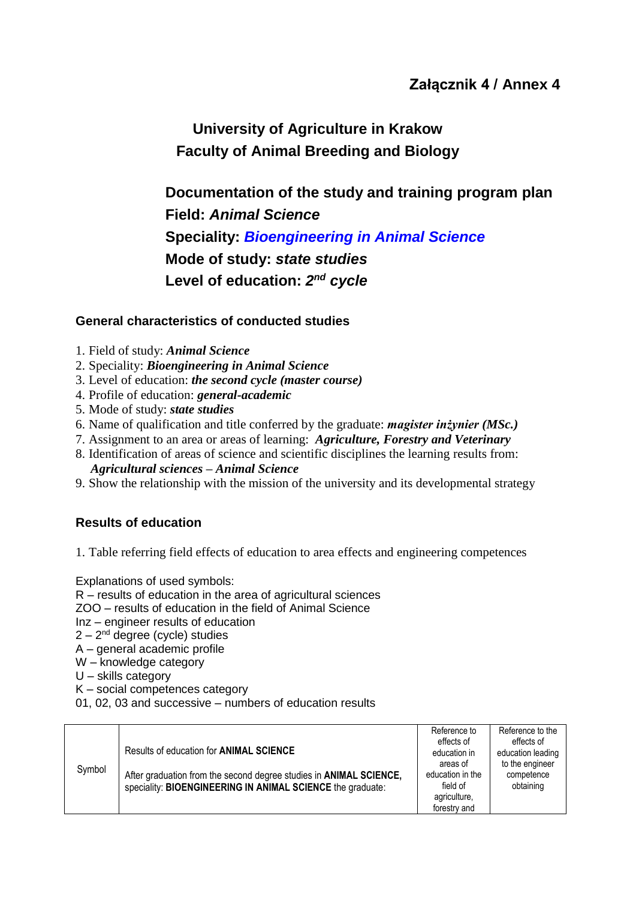**Załącznik 4 / Annex 4**

# University of Agriculture in Krakow
# Faculty of Animal Breeding and Biology

## Documentation of the study and training program plan
## Field: *Animal Science*
## Speciality: *Bioengineering in Animal Science*
## Mode of study: *state studies*
## Level of education: *2nd cycle*

### General characteristics of conducted studies

1. Field of study: ***Animal Science***
2. Speciality: ***Bioengineering in Animal Science***
3. Level of education: ***the second cycle (master course)***
4. Profile of education: ***general-academic***
5. Mode of study: ***state studies***
6. Name of qualification and title conferred by the graduate: ***magister inżynier (MSc.)***
7. Assignment to an area or areas of learning: ***Agriculture, Forestry and Veterinary***
8. Identification of areas of science and scientific disciplines the learning results from: ***Agricultural sciences – Animal Science***
9. Show the relationship with the mission of the university and its developmental strategy

### Results of education

1. Table referring field effects of education to area effects and engineering competences

Explanations of used symbols:
R – results of education in the area of agricultural sciences
ZOO – results of education in the field of Animal Science
Inz – engineer results of education
2 – 2nd degree (cycle) studies
A – general academic profile
W – knowledge category
U – skills category
K – social competences category
01, 02, 03 and successive – numbers of education results

| Symbol | Results of education for **ANIMAL SCIENCE**<br><br>After graduation from the second degree studies in **ANIMAL SCIENCE**, speciality: **BIOENGINEERING IN ANIMAL SCIENCE** the graduate: | Reference to effects of education in areas of education in the field of agriculture, forestry and | Reference to the effects of education leading to the engineer competence obtaining |
|---|---|---|---|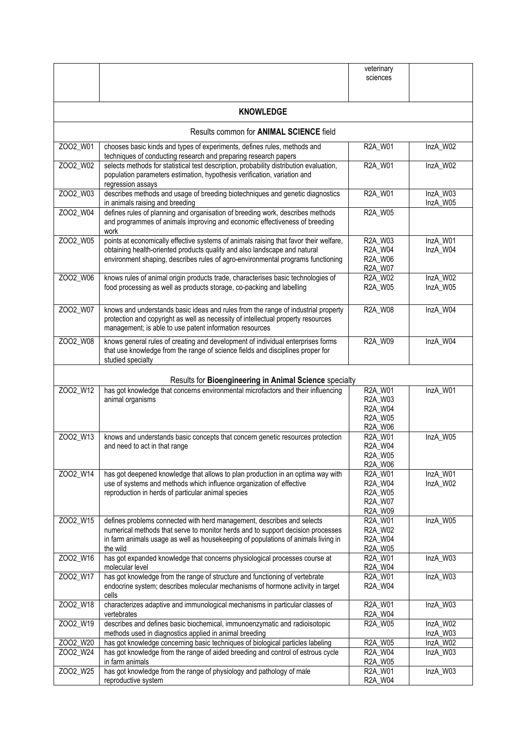| | | veterinary sciences | |
|---|---|---|---|
| **KNOWLEDGE** | | | |
| Results common for **ANIMAL SCIENCE** field | | | |
| ZOO2_W01 | chooses basic kinds and types of experiments, defines rules, methods and techniques of conducting research and preparing research papers | R2A_W01 | InzA_W02 |
| ZOO2_W02 | selects methods for statistical test description, probability distribution evaluation, population parameters estimation, hypothesis verification, variation and regression assays | R2A_W01 | InzA_W02 |
| ZOO2_W03 | describes methods and usage of breeding biotechniques and genetic diagnostics in animals raising and breeding | R2A_W01 | InzA_W03<br>InzA_W05 |
| ZOO2_W04 | defines rules of planning and organisation of breeding work, describes methods and programmes of animals improving and economic effectiveness of breeding work | R2A_W05 | |
| ZOO2_W05 | points at economically effective systems of animals raising that favor their welfare, obtaining health-oriented products quality and also landscape and natural environment shaping, describes rules of agro-environmental programs functioning | R2A_W03<br>R2A_W04<br>R2A_W06<br>R2A_W07 | InzA_W01<br>InzA_W04 |
| ZOO2_W06 | knows rules of animal origin products trade, characterises basic technologies of food processing as well as products storage, co-packing and labelling | R2A_W02<br>R2A_W05 | InzA_W02<br>InzA_W05 |
| ZOO2_W07 | knows and understands basic ideas and rules from the range of industrial property protection and copyright as well as necessity of intellectual property resources management; is able to use patent information resources | R2A_W08 | InzA_W04 |
| ZOO2_W08 | knows general rules of creating and development of individual enterprises forms that use knowledge from the range of science fields and disciplines proper for studied specialty | R2A_W09 | InzA_W04 |
| Results for **Bioengineering in Animal Science** specialty | | | |
| ZOO2_W12 | has got knowledge that concerns environmental microfactors and their influencing animal organisms | R2A_W01<br>R2A_W03<br>R2A_W04<br>R2A_W05<br>R2A_W06 | InzA_W01 |
| ZOO2_W13 | knows and understands basic concepts that concern genetic resources protection and need to act in that range | R2A_W01<br>R2A_W04<br>R2A_W05<br>R2A_W06 | InzA_W05 |
| ZOO2_W14 | has got deepened knowledge that allows to plan production in an optima way with use of systems and methods which influence organization of effective reproduction in herds of particular animal species | R2A_W01<br>R2A_W04<br>R2A_W05<br>R2A_W07<br>R2A_W09 | InzA_W01<br>InzA_W02 |
| ZOO2_W15 | defines problems connected with herd management, describes and selects numerical methods that serve to monitor herds and to support decision processes in farm animals usage as well as housekeeping of populations of animals living in the wild | R2A_W01<br>R2A_W02<br>R2A_W04<br>R2A_W05 | InzA_W05 |
| ZOO2_W16 | has got expanded knowledge that concerns physiological processes course at molecular level | R2A_W01<br>R2A_W04 | InzA_W03 |
| ZOO2_W17 | has got knowledge from the range of structure and functioning of vertebrate endocrine system; describes molecular mechanisms of hormone activity in target cells | R2A_W01<br>R2A_W04 | InzA_W03 |
| ZOO2_W18 | characterizes adaptive and immunological mechanisms in particular classes of vertebrates | R2A_W01<br>R2A_W04 | InzA_W03 |
| ZOO2_W19 | describes and defines basic biochemical, immunoenzymatic and radioisotopic methods used in diagnostics applied in animal breeding | R2A_W05 | InzA_W02<br>InzA_W03 |
| ZOO2_W20 | has got knowledge concerning basic techniques of biological particles labeling | R2A_W05 | InzA_W02 |
| ZOO2_W24 | has got knowledge from the range of aided breeding and control of estrous cycle in farm animals | R2A_W04<br>R2A_W05 | InzA_W03 |
| ZOO2_W25 | has got knowledge from the range of physiology and pathology of male reproductive system | R2A_W01<br>R2A_W04 | InzA_W03 |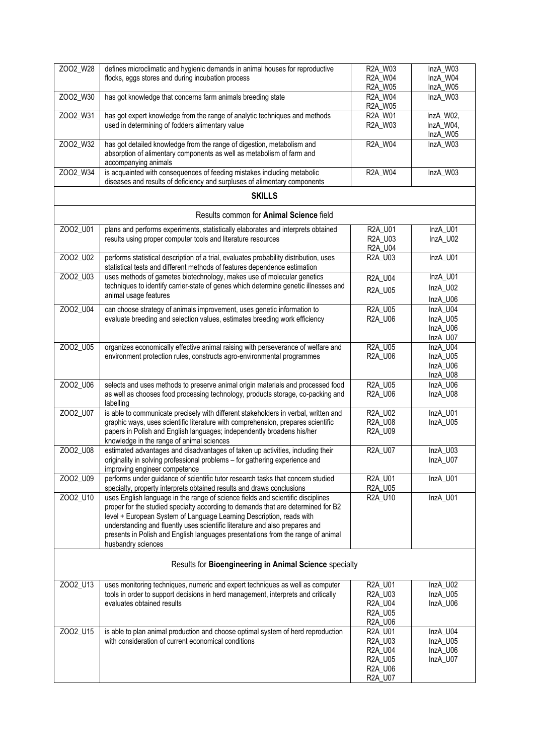| | | | |
|---|---|---|---|
| ZOO2_W28 | defines microclimatic and hygienic demands in animal houses for reproductive flocks, eggs stores and during incubation process | R2A_W03 R2A_W04 R2A_W05 | InzA_W03 InzA_W04 InzA_W05 |
| ZOO2_W30 | has got knowledge that concerns farm animals breeding state | R2A_W04 R2A_W05 | InzA_W03 |
| ZOO2_W31 | has got expert knowledge from the range of analytic techniques and methods used in determining of fodders alimentary value | R2A_W01 R2A_W03 | InzA_W02, InzA_W04, InzA_W05 |
| ZOO2_W32 | has got detailed knowledge from the range of digestion, metabolism and absorption of alimentary components as well as metabolism of farm and accompanying animals | R2A_W04 | InzA_W03 |
| ZOO2_W34 | is acquainted with consequences of feeding mistakes including metabolic diseases and results of deficiency and surpluses of alimentary components | R2A_W04 | InzA_W03 |
| **SKILLS** | | | |
| Results common for **Animal Science** field | | | |
| ZOO2_U01 | plans and performs experiments, statistically elaborates and interprets obtained results using proper computer tools and literature resources | R2A_U01 R2A_U03 R2A_U04 | InzA_U01 InzA_U02 |
| ZOO2_U02 | performs statistical description of a trial, evaluates probability distribution, uses statistical tests and different methods of features dependence estimation | R2A_U03 | InzA_U01 |
| ZOO2_U03 | uses methods of gametes biotechnology, makes use of molecular genetics techniques to identify carrier-state of genes which determine genetic illnesses and animal usage features | R2A_U04 R2A_U05 | InzA_U01 InzA_U02 InzA_U06 |
| ZOO2_U04 | can choose strategy of animals improvement, uses genetic information to evaluate breeding and selection values, estimates breeding work efficiency | R2A_U05 R2A_U06 | InzA_U04 InzA_U05 InzA_U06 InzA_U07 |
| ZOO2_U05 | organizes economically effective animal raising with perseverance of welfare and environment protection rules, constructs agro-environmental programmes | R2A_U05 R2A_U06 | InzA_U04 InzA_U05 InzA_U06 InzA_U08 |
| ZOO2_U06 | selects and uses methods to preserve animal origin materials and processed food as well as chooses food processing technology, products storage, co-packing and labelling | R2A_U05 R2A_U06 | InzA_U06 InzA_U08 |
| ZOO2_U07 | is able to communicate precisely with different stakeholders in verbal, written and graphic ways, uses scientific literature with comprehension, prepares scientific papers in Polish and English languages; independently broadens his/her knowledge in the range of animal sciences | R2A_U02 R2A_U08 R2A_U09 | InzA_U01 InzA_U05 |
| ZOO2_U08 | estimated advantages and disadvantages of taken up activities, including their originality in solving professional problems – for gathering experience and improving engineer competence | R2A_U07 | InzA_U03 InzA_U07 |
| ZOO2_U09 | performs under guidance of scientific tutor research tasks that concern studied specialty, property interprets obtained results and draws conclusions | R2A_U01 R2A_U05 | InzA_U01 |
| ZOO2_U10 | uses English language in the range of science fields and scientific disciplines proper for the studied specialty according to demands that are determined for B2 level + European System of Language Learning Description, reads with understanding and fluently uses scientific literature and also prepares and presents in Polish and English languages presentations from the range of animal husbandry sciences | R2A_U10 | InzA_U01 |
| Results for **Bioengineering in Animal Science** specialty | | | |
| ZOO2_U13 | uses monitoring techniques, numeric and expert techniques as well as computer tools in order to support decisions in herd management, interprets and critically evaluates obtained results | R2A_U01 R2A_U03 R2A_U04 R2A_U05 R2A_U06 | InzA_U02 InzA_U05 InzA_U06 |
| ZOO2_U15 | is able to plan animal production and choose optimal system of herd reproduction with consideration of current economical conditions | R2A_U01 R2A_U03 R2A_U04 R2A_U05 R2A_U06 R2A_U07 | InzA_U04 InzA_U05 InzA_U06 InzA_U07 |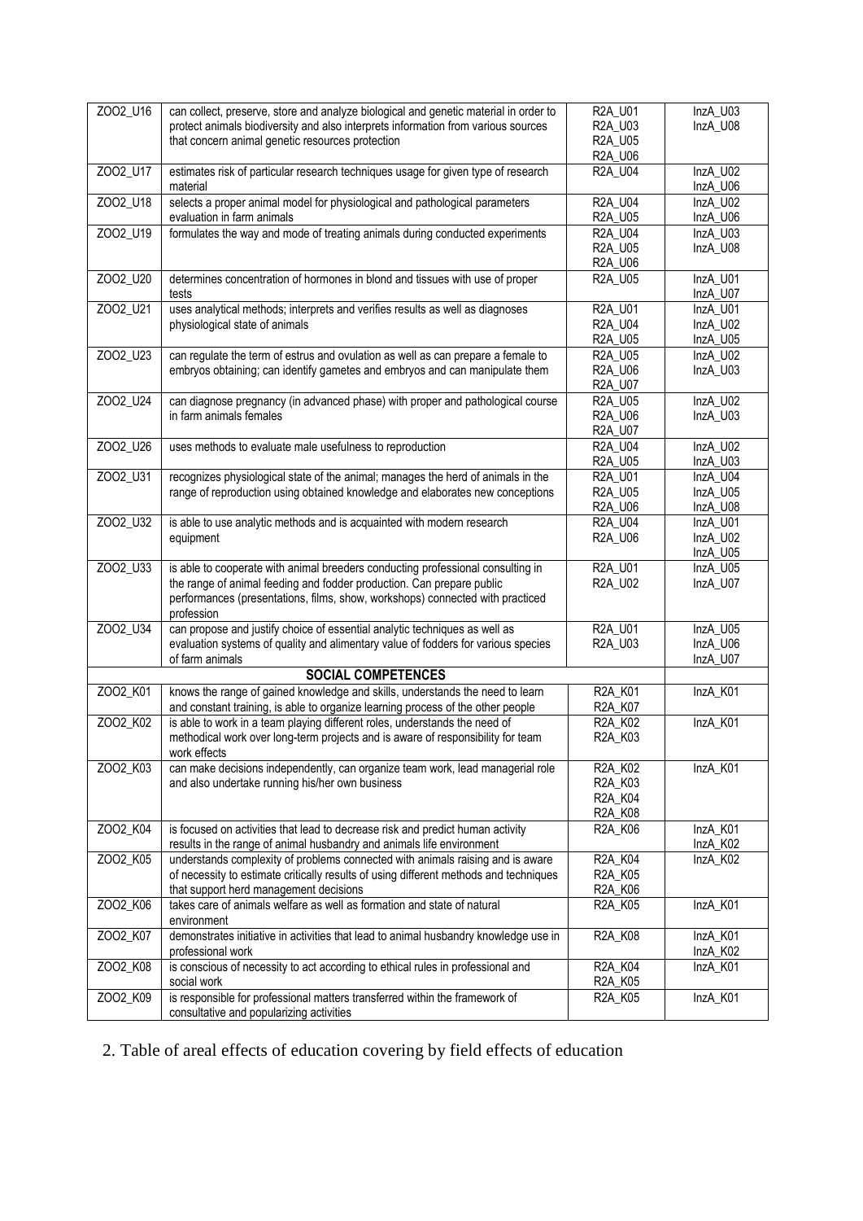| | | | |
|---|---|---|---|
| ZOO2_U16 | can collect, preserve, store and analyze biological and genetic material in order to protect animals biodiversity and also interprets information from various sources that concern animal genetic resources protection | R2A_U01<br>R2A_U03<br>R2A_U05<br>R2A_U06 | InzA_U03<br>InzA_U08 |
| ZOO2_U17 | estimates risk of particular research techniques usage for given type of research material | R2A_U04 | InzA_U02<br>InzA_U06 |
| ZOO2_U18 | selects a proper animal model for physiological and pathological parameters evaluation in farm animals | R2A_U04<br>R2A_U05 | InzA_U02<br>InzA_U06 |
| ZOO2_U19 | formulates the way and mode of treating animals during conducted experiments | R2A_U04<br>R2A_U05<br>R2A_U06 | InzA_U03<br>InzA_U08 |
| ZOO2_U20 | determines concentration of hormones in blond and tissues with use of proper tests | R2A_U05 | InzA_U01<br>InzA_U07 |
| ZOO2_U21 | uses analytical methods; interprets and verifies results as well as diagnoses physiological state of animals | R2A_U01<br>R2A_U04<br>R2A_U05 | InzA_U01<br>InzA_U02<br>InzA_U05 |
| ZOO2_U23 | can regulate the term of estrus and ovulation as well as can prepare a female to embryos obtaining; can identify gametes and embryos and can manipulate them | R2A_U05<br>R2A_U06<br>R2A_U07 | InzA_U02<br>InzA_U03 |
| ZOO2_U24 | can diagnose pregnancy (in advanced phase) with proper and pathological course in farm animals females | R2A_U05<br>R2A_U06<br>R2A_U07 | InzA_U02<br>InzA_U03 |
| ZOO2_U26 | uses methods to evaluate male usefulness to reproduction | R2A_U04<br>R2A_U05 | InzA_U02<br>InzA_U03 |
| ZOO2_U31 | recognizes physiological state of the animal; manages the herd of animals in the range of reproduction using obtained knowledge and elaborates new conceptions | R2A_U01<br>R2A_U05<br>R2A_U06 | InzA_U04<br>InzA_U05<br>InzA_U08 |
| ZOO2_U32 | is able to use analytic methods and is acquainted with modern research equipment | R2A_U04<br>R2A_U06 | InzA_U01<br>InzA_U02<br>InzA_U05 |
| ZOO2_U33 | is able to cooperate with animal breeders conducting professional consulting in the range of animal feeding and fodder production. Can prepare public performances (presentations, films, show, workshops) connected with practiced profession | R2A_U01<br>R2A_U02 | InzA_U05<br>InzA_U07 |
| ZOO2_U34 | can propose and justify choice of essential analytic techniques as well as evaluation systems of quality and alimentary value of fodders for various species of farm animals | R2A_U01<br>R2A_U03 | InzA_U05<br>InzA_U06<br>InzA_U07 |
| | **SOCIAL COMPETENCES** | | |
| ZOO2_K01 | knows the range of gained knowledge and skills, understands the need to learn and constant training, is able to organize learning process of the other people | R2A_K01<br>R2A_K07 | InzA_K01 |
| ZOO2_K02 | is able to work in a team playing different roles, understands the need of methodical work over long-term projects and is aware of responsibility for team work effects | R2A_K02<br>R2A_K03 | InzA_K01 |
| ZOO2_K03 | can make decisions independently, can organize team work, lead managerial role and also undertake running his/her own business | R2A_K02<br>R2A_K03<br>R2A_K04<br>R2A_K08 | InzA_K01 |
| ZOO2_K04 | is focused on activities that lead to decrease risk and predict human activity results in the range of animal husbandry and animals life environment | R2A_K06 | InzA_K01<br>InzA_K02 |
| ZOO2_K05 | understands complexity of problems connected with animals raising and is aware of necessity to estimate critically results of using different methods and techniques that support herd management decisions | R2A_K04<br>R2A_K05<br>R2A_K06 | InzA_K02 |
| ZOO2_K06 | takes care of animals welfare as well as formation and state of natural environment | R2A_K05 | InzA_K01 |
| ZOO2_K07 | demonstrates initiative in activities that lead to animal husbandry knowledge use in professional work | R2A_K08 | InzA_K01<br>InzA_K02 |
| ZOO2_K08 | is conscious of necessity to act according to ethical rules in professional and social work | R2A_K04<br>R2A_K05 | InzA_K01 |
| ZOO2_K09 | is responsible for professional matters transferred within the framework of consultative and popularizing activities | R2A_K05 | InzA_K01 |

2. Table of areal effects of education covering by field effects of education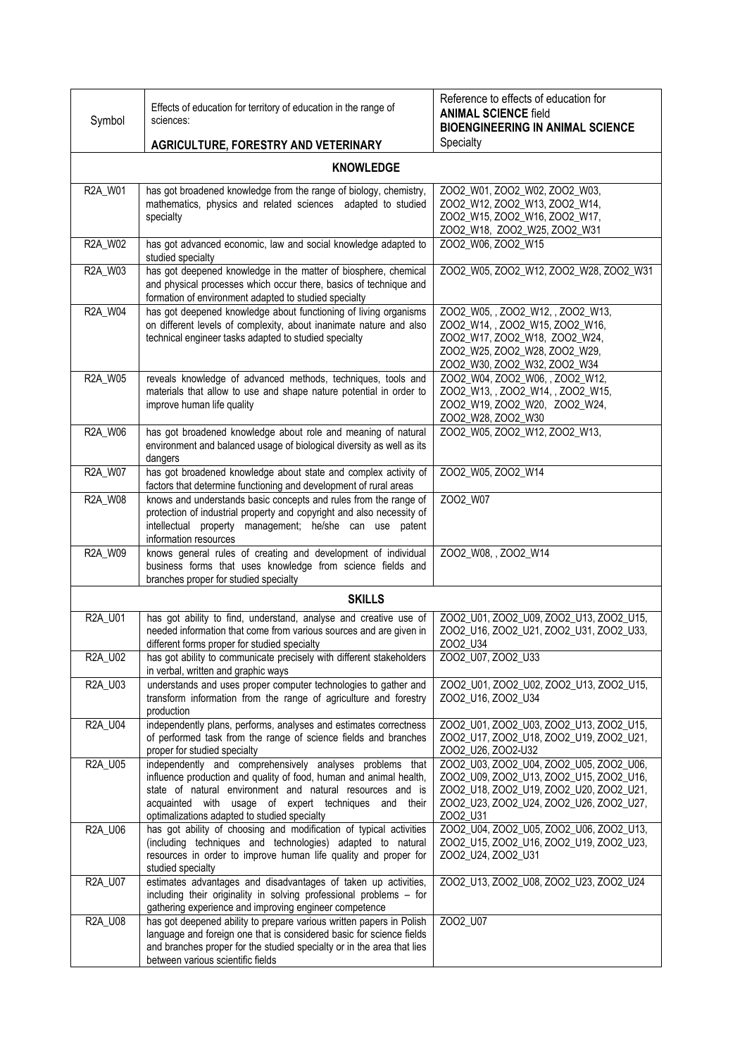| Symbol | Effects of education for territory of education in the range of sciences: **AGRICULTURE, FORESTRY AND VETERINARY** | Reference to effects of education for **ANIMAL SCIENCE** field **BIOENGINEERING IN ANIMAL SCIENCE** Specialty |
|---|---|---|
| | **KNOWLEDGE** | |
| R2A_W01 | has got broadened knowledge from the range of biology, chemistry, mathematics, physics and related sciences adapted to studied specialty | ZOO2_W01, ZOO2_W02, ZOO2_W03, ZOO2_W12, ZOO2_W13, ZOO2_W14, ZOO2_W15, ZOO2_W16, ZOO2_W17, ZOO2_W18, ZOO2_W25, ZOO2_W31 |
| R2A_W02 | has got advanced economic, law and social knowledge adapted to studied specialty | ZOO2_W06, ZOO2_W15 |
| R2A_W03 | has got deepened knowledge in the matter of biosphere, chemical and physical processes which occur there, basics of technique and formation of environment adapted to studied specialty | ZOO2_W05, ZOO2_W12, ZOO2_W28, ZOO2_W31 |
| R2A_W04 | has got deepened knowledge about functioning of living organisms on different levels of complexity, about inanimate nature and also technical engineer tasks adapted to studied specialty | ZOO2_W05, , ZOO2_W12, , ZOO2_W13, ZOO2_W14, , ZOO2_W15, ZOO2_W16, ZOO2_W17, ZOO2_W18, ZOO2_W24, ZOO2_W25, ZOO2_W28, ZOO2_W29, ZOO2_W30, ZOO2_W32, ZOO2_W34 |
| R2A_W05 | reveals knowledge of advanced methods, techniques, tools and materials that allow to use and shape nature potential in order to improve human life quality | ZOO2_W04, ZOO2_W06, , ZOO2_W12, ZOO2_W13, , ZOO2_W14, , ZOO2_W15, ZOO2_W19, ZOO2_W20, ZOO2_W24, ZOO2_W28, ZOO2_W30 |
| R2A_W06 | has got broadened knowledge about role and meaning of natural environment and balanced usage of biological diversity as well as its dangers | ZOO2_W05, ZOO2_W12, ZOO2_W13, |
| R2A_W07 | has got broadened knowledge about state and complex activity of factors that determine functioning and development of rural areas | ZOO2_W05, ZOO2_W14 |
| R2A_W08 | knows and understands basic concepts and rules from the range of protection of industrial property and copyright and also necessity of intellectual property management; he/she can use patent information resources | ZOO2_W07 |
| R2A_W09 | knows general rules of creating and development of individual business forms that uses knowledge from science fields and branches proper for studied specialty | ZOO2_W08, , ZOO2_W14 |
| | **SKILLS** | |
| R2A_U01 | has got ability to find, understand, analyse and creative use of needed information that come from various sources and are given in different forms proper for studied specialty | ZOO2_U01, ZOO2_U09, ZOO2_U13, ZOO2_U15, ZOO2_U16, ZOO2_U21, ZOO2_U31, ZOO2_U33, ZOO2_U34 |
| R2A_U02 | has got ability to communicate precisely with different stakeholders in verbal, written and graphic ways | ZOO2_U07, ZOO2_U33 |
| R2A_U03 | understands and uses proper computer technologies to gather and transform information from the range of agriculture and forestry production | ZOO2_U01, ZOO2_U02, ZOO2_U13, ZOO2_U15, ZOO2_U16, ZOO2_U34 |
| R2A_U04 | independently plans, performs, analyses and estimates correctness of performed task from the range of science fields and branches proper for studied specialty | ZOO2_U01, ZOO2_U03, ZOO2_U13, ZOO2_U15, ZOO2_U17, ZOO2_U18, ZOO2_U19, ZOO2_U21, ZOO2_U26, ZOO2-U32 |
| R2A_U05 | independently and comprehensively analyses problems that influence production and quality of food, human and animal health, state of natural environment and natural resources and is acquainted with usage of expert techniques and their optimalizations adapted to studied specialty | ZOO2_U03, ZOO2_U04, ZOO2_U05, ZOO2_U06, ZOO2_U09, ZOO2_U13, ZOO2_U15, ZOO2_U16, ZOO2_U18, ZOO2_U19, ZOO2_U20, ZOO2_U21, ZOO2_U23, ZOO2_U24, ZOO2_U26, ZOO2_U27, ZOO2_U31 |
| R2A_U06 | has got ability of choosing and modification of typical activities (including techniques and technologies) adapted to natural resources in order to improve human life quality and proper for studied specialty | ZOO2_U04, ZOO2_U05, ZOO2_U06, ZOO2_U13, ZOO2_U15, ZOO2_U16, ZOO2_U19, ZOO2_U23, ZOO2_U24, ZOO2_U31 |
| R2A_U07 | estimates advantages and disadvantages of taken up activities, including their originality in solving professional problems – for gathering experience and improving engineer competence | ZOO2_U13, ZOO2_U08, ZOO2_U23, ZOO2_U24 |
| R2A_U08 | has got deepened ability to prepare various written papers in Polish language and foreign one that is considered basic for science fields and branches proper for the studied specialty or in the area that lies between various scientific fields | ZOO2_U07 |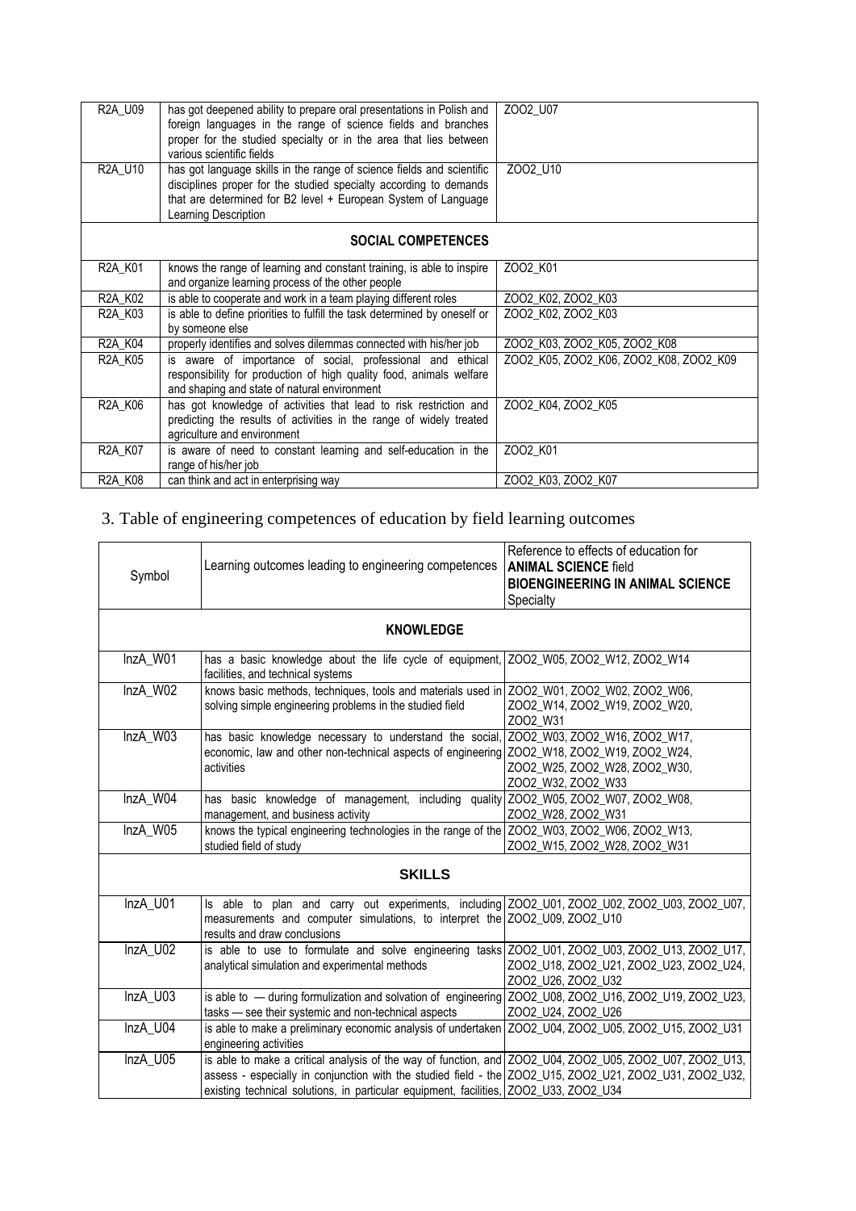| | | |
|---|---|---|
| R2A_U09 | has got deepened ability to prepare oral presentations in Polish and foreign languages in the range of science fields and branches proper for the studied specialty or in the area that lies between various scientific fields | ZOO2_U07 |
| R2A_U10 | has got language skills in the range of science fields and scientific disciplines proper for the studied specialty according to demands that are determined for B2 level + European System of Language Learning Description | ZOO2_U10 |
| **SOCIAL COMPETENCES** | | |
| R2A_K01 | knows the range of learning and constant training, is able to inspire and organize learning process of the other people | ZOO2_K01 |
| R2A_K02 | is able to cooperate and work in a team playing different roles | ZOO2_K02, ZOO2_K03 |
| R2A_K03 | is able to define priorities to fulfill the task determined by oneself or by someone else | ZOO2_K02, ZOO2_K03 |
| R2A_K04 | properly identifies and solves dilemmas connected with his/her job | ZOO2_K03, ZOO2_K05, ZOO2_K08 |
| R2A_K05 | is aware of importance of social, professional and ethical responsibility for production of high quality food, animals welfare and shaping and state of natural environment | ZOO2_K05, ZOO2_K06, ZOO2_K08, ZOO2_K09 |
| R2A_K06 | has got knowledge of activities that lead to risk restriction and predicting the results of activities in the range of widely treated agriculture and environment | ZOO2_K04, ZOO2_K05 |
| R2A_K07 | is aware of need to constant learning and self-education in the range of his/her job | ZOO2_K01 |
| R2A_K08 | can think and act in enterprising way | ZOO2_K03, ZOO2_K07 |

## 3. Table of engineering competences of education by field learning outcomes

| Symbol | Learning outcomes leading to engineering competences | Reference to effects of education for **ANIMAL SCIENCE** field **BIOENGINEERING IN ANIMAL SCIENCE** Specialty |
|---|---|---|
| **KNOWLEDGE** | | |
| InzA_W01 | has a basic knowledge about the life cycle of equipment, facilities, and technical systems | ZOO2_W05, ZOO2_W12, ZOO2_W14 |
| InzA_W02 | knows basic methods, techniques, tools and materials used in solving simple engineering problems in the studied field | ZOO2_W01, ZOO2_W02, ZOO2_W06, ZOO2_W14, ZOO2_W19, ZOO2_W20, ZOO2_W31 |
| InzA_W03 | has basic knowledge necessary to understand the social, economic, law and other non-technical aspects of engineering activities | ZOO2_W03, ZOO2_W16, ZOO2_W17, ZOO2_W18, ZOO2_W19, ZOO2_W24, ZOO2_W25, ZOO2_W28, ZOO2_W30, ZOO2_W32, ZOO2_W33 |
| InzA_W04 | has basic knowledge of management, including quality management, and business activity | ZOO2_W05, ZOO2_W07, ZOO2_W08, ZOO2_W28, ZOO2_W31 |
| InzA_W05 | knows the typical engineering technologies in the range of the studied field of study | ZOO2_W03, ZOO2_W06, ZOO2_W13, ZOO2_W15, ZOO2_W28, ZOO2_W31 |
| **SKILLS** | | |
| InzA_U01 | Is able to plan and carry out experiments, including measurements and computer simulations, to interpret the results and draw conclusions | ZOO2_U01, ZOO2_U02, ZOO2_U03, ZOO2_U07, ZOO2_U09, ZOO2_U10 |
| InzA_U02 | is able to use to formulate and solve engineering tasks analytical simulation and experimental methods | ZOO2_U01, ZOO2_U03, ZOO2_U13, ZOO2_U17, ZOO2_U18, ZOO2_U21, ZOO2_U23, ZOO2_U24, ZOO2_U26, ZOO2_U32 |
| InzA_U03 | is able to — during formulization and solvation of engineering tasks — see their systemic and non-technical aspects | ZOO2_U08, ZOO2_U16, ZOO2_U19, ZOO2_U23, ZOO2_U24, ZOO2_U26 |
| InzA_U04 | is able to make a preliminary economic analysis of undertaken engineering activities | ZOO2_U04, ZOO2_U05, ZOO2_U15, ZOO2_U31 |
| InzA_U05 | is able to make a critical analysis of the way of function, and assess - especially in conjunction with the studied field - the existing technical solutions, in particular equipment, facilities, | ZOO2_U04, ZOO2_U05, ZOO2_U07, ZOO2_U13, ZOO2_U15, ZOO2_U21, ZOO2_U31, ZOO2_U32, ZOO2_U33, ZOO2_U34 |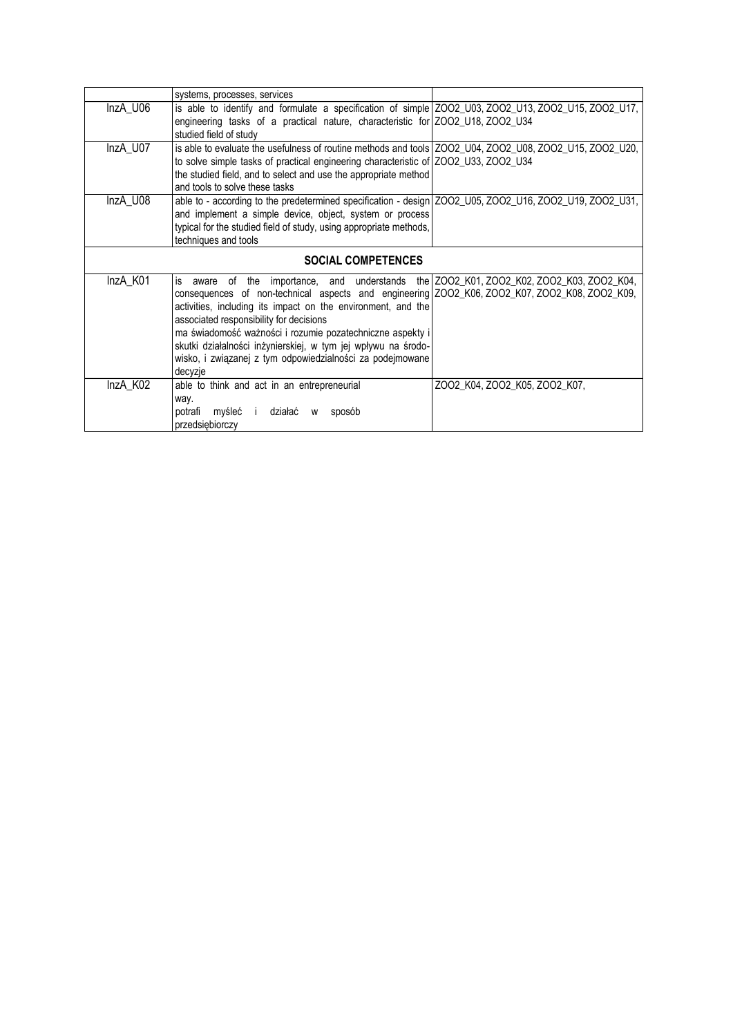| | | |
|---|---|---|
| | systems, processes, services | |
| InzA_U06 | is able to identify and formulate a specification of simple engineering tasks of a practical nature, characteristic for studied field of study | ZOO2_U03, ZOO2_U13, ZOO2_U15, ZOO2_U17, ZOO2_U18, ZOO2_U34 |
| InzA_U07 | is able to evaluate the usefulness of routine methods and tools to solve simple tasks of practical engineering characteristic of the studied field, and to select and use the appropriate method and tools to solve these tasks | ZOO2_U04, ZOO2_U08, ZOO2_U15, ZOO2_U20, ZOO2_U33, ZOO2_U34 |
| InzA_U08 | able to - according to the predetermined specification - design and implement a simple device, object, system or process typical for the studied field of study, using appropriate methods, techniques and tools | ZOO2_U05, ZOO2_U16, ZOO2_U19, ZOO2_U31, |
| **SOCIAL COMPETENCES** | | |
| InzA_K01 | is aware of the importance, and understands the consequences of non-technical aspects and engineering activities, including its impact on the environment, and the associated responsibility for decisions<br>ma świadomość ważności i rozumie pozatechniczne aspekty i skutki działalności inżynierskiej, w tym jej wpływu na środowisko, i związanej z tym odpowiedzialności za podejmowane decyzje | ZOO2_K01, ZOO2_K02, ZOO2_K03, ZOO2_K04, ZOO2_K06, ZOO2_K07, ZOO2_K08, ZOO2_K09, |
| InzA_K02 | able to think and act in an entrepreneurial way.<br>potrafi myśleć i działać w sposób przedsiębiorczy | ZOO2_K04, ZOO2_K05, ZOO2_K07, |